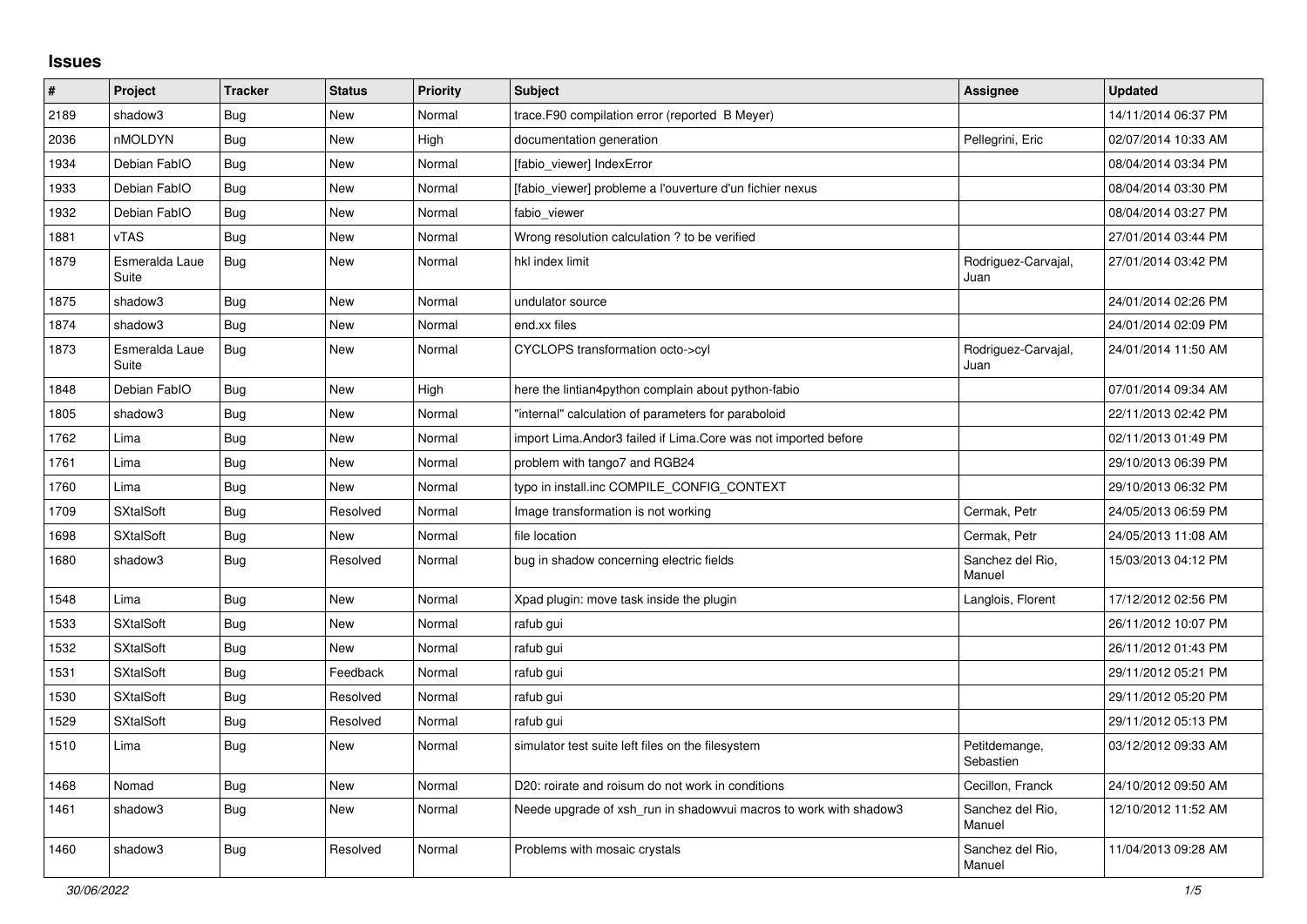## Issues

| # | Project | Tracker | Status | Priority | Subject | Assignee | Updated |
|---|---|---|---|---|---|---|---|
| 2189 | shadow3 | Bug | New | Normal | trace.F90 compilation error (reported B Meyer) | | 14/11/2014 06:37 PM |
| 2036 | nMOLDYN | Bug | New | High | documentation generation | Pellegrini, Eric | 02/07/2014 10:33 AM |
| 1934 | Debian FabIO | Bug | New | Normal | [fabio_viewer] IndexError | | 08/04/2014 03:34 PM |
| 1933 | Debian FabIO | Bug | New | Normal | [fabio_viewer] probleme a l'ouverture d'un fichier nexus | | 08/04/2014 03:30 PM |
| 1932 | Debian FabIO | Bug | New | Normal | fabio_viewer | | 08/04/2014 03:27 PM |
| 1881 | vTAS | Bug | New | Normal | Wrong resolution calculation ? to be verified | | 27/01/2014 03:44 PM |
| 1879 | Esmeralda Laue Suite | Bug | New | Normal | hkl index limit | Rodriguez-Carvajal, Juan | 27/01/2014 03:42 PM |
| 1875 | shadow3 | Bug | New | Normal | undulator source | | 24/01/2014 02:26 PM |
| 1874 | shadow3 | Bug | New | Normal | end.xx files | | 24/01/2014 02:09 PM |
| 1873 | Esmeralda Laue Suite | Bug | New | Normal | CYCLOPS transformation octo->cyl | Rodriguez-Carvajal, Juan | 24/01/2014 11:50 AM |
| 1848 | Debian FabIO | Bug | New | High | here the lintian4python complain about python-fabio | | 07/01/2014 09:34 AM |
| 1805 | shadow3 | Bug | New | Normal | "internal" calculation of parameters for paraboloid | | 22/11/2013 02:42 PM |
| 1762 | Lima | Bug | New | Normal | import Lima.Andor3 failed if Lima.Core was not imported before | | 02/11/2013 01:49 PM |
| 1761 | Lima | Bug | New | Normal | problem with tango7 and RGB24 | | 29/10/2013 06:39 PM |
| 1760 | Lima | Bug | New | Normal | typo in install.inc COMPILE_CONFIG_CONTEXT | | 29/10/2013 06:32 PM |
| 1709 | SXtalSoft | Bug | Resolved | Normal | Image transformation is not working | Cermak, Petr | 24/05/2013 06:59 PM |
| 1698 | SXtalSoft | Bug | New | Normal | file location | Cermak, Petr | 24/05/2013 11:08 AM |
| 1680 | shadow3 | Bug | Resolved | Normal | bug in shadow concerning electric fields | Sanchez del Rio, Manuel | 15/03/2013 04:12 PM |
| 1548 | Lima | Bug | New | Normal | Xpad plugin: move task inside the plugin | Langlois, Florent | 17/12/2012 02:56 PM |
| 1533 | SXtalSoft | Bug | New | Normal | rafub gui | | 26/11/2012 10:07 PM |
| 1532 | SXtalSoft | Bug | New | Normal | rafub gui | | 26/11/2012 01:43 PM |
| 1531 | SXtalSoft | Bug | Feedback | Normal | rafub gui | | 29/11/2012 05:21 PM |
| 1530 | SXtalSoft | Bug | Resolved | Normal | rafub gui | | 29/11/2012 05:20 PM |
| 1529 | SXtalSoft | Bug | Resolved | Normal | rafub gui | | 29/11/2012 05:13 PM |
| 1510 | Lima | Bug | New | Normal | simulator test suite left files on the filesystem | Petitdemange, Sebastien | 03/12/2012 09:33 AM |
| 1468 | Nomad | Bug | New | Normal | D20: roirate and roisum do not work in conditions | Cecillon, Franck | 24/10/2012 09:50 AM |
| 1461 | shadow3 | Bug | New | Normal | Neede upgrade of xsh_run in shadowvui macros to work with shadow3 | Sanchez del Rio, Manuel | 12/10/2012 11:52 AM |
| 1460 | shadow3 | Bug | Resolved | Normal | Problems with mosaic crystals | Sanchez del Rio, Manuel | 11/04/2013 09:28 AM |

*30/06/2022*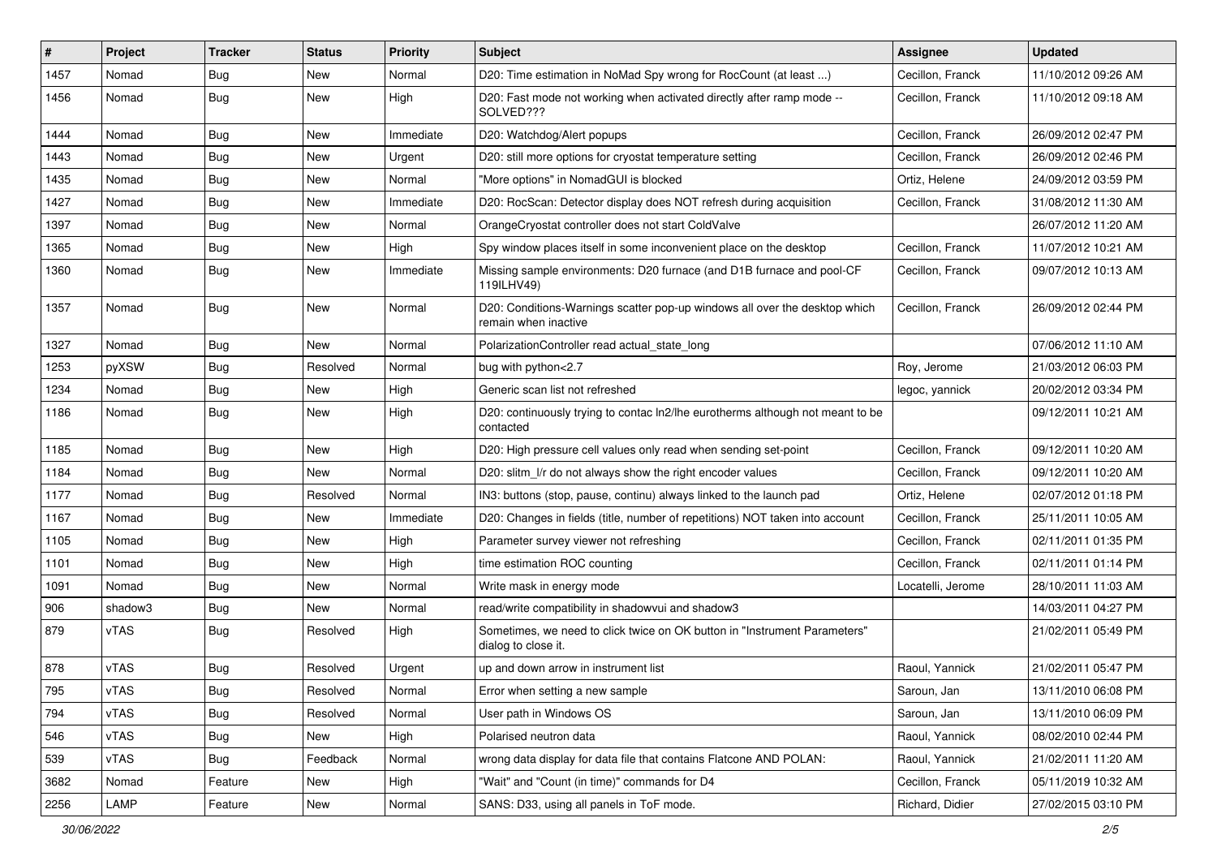| # | Project | Tracker | Status | Priority | Subject | Assignee | Updated |
|---|---|---|---|---|---|---|---|
| 1457 | Nomad | Bug | New | Normal | D20: Time estimation in NoMad Spy wrong for RocCount (at least ...) | Cecillon, Franck | 11/10/2012 09:26 AM |
| 1456 | Nomad | Bug | New | High | D20: Fast mode not working when activated directly after ramp mode -- SOLVED??? | Cecillon, Franck | 11/10/2012 09:18 AM |
| 1444 | Nomad | Bug | New | Immediate | D20: Watchdog/Alert popups | Cecillon, Franck | 26/09/2012 02:47 PM |
| 1443 | Nomad | Bug | New | Urgent | D20: still more options for cryostat temperature setting | Cecillon, Franck | 26/09/2012 02:46 PM |
| 1435 | Nomad | Bug | New | Normal | "More options" in NomadGUI is blocked | Ortiz, Helene | 24/09/2012 03:59 PM |
| 1427 | Nomad | Bug | New | Immediate | D20: RocScan: Detector display does NOT refresh during acquisition | Cecillon, Franck | 31/08/2012 11:30 AM |
| 1397 | Nomad | Bug | New | Normal | OrangeCryostat controller does not start ColdValve | | 26/07/2012 11:20 AM |
| 1365 | Nomad | Bug | New | High | Spy window places itself in some inconvenient place on the desktop | Cecillon, Franck | 11/07/2012 10:21 AM |
| 1360 | Nomad | Bug | New | Immediate | Missing sample environments: D20 furnace (and D1B furnace and pool-CF 119ILHV49) | Cecillon, Franck | 09/07/2012 10:13 AM |
| 1357 | Nomad | Bug | New | Normal | D20: Conditions-Warnings scatter pop-up windows all over the desktop which remain when inactive | Cecillon, Franck | 26/09/2012 02:44 PM |
| 1327 | Nomad | Bug | New | Normal | PolarizationController read actual_state_long | | 07/06/2012 11:10 AM |
| 1253 | pyXSW | Bug | Resolved | Normal | bug with python<2.7 | Roy, Jerome | 21/03/2012 06:03 PM |
| 1234 | Nomad | Bug | New | High | Generic scan list not refreshed | legoc, yannick | 20/02/2012 03:34 PM |
| 1186 | Nomad | Bug | New | High | D20: continuously trying to contac ln2/lhe eurotherms although not meant to be contacted | | 09/12/2011 10:21 AM |
| 1185 | Nomad | Bug | New | High | D20: High pressure cell values only read when sending set-point | Cecillon, Franck | 09/12/2011 10:20 AM |
| 1184 | Nomad | Bug | New | Normal | D20: slitm_l/r do not always show the right encoder values | Cecillon, Franck | 09/12/2011 10:20 AM |
| 1177 | Nomad | Bug | Resolved | Normal | IN3: buttons (stop, pause, continu) always linked to the launch pad | Ortiz, Helene | 02/07/2012 01:18 PM |
| 1167 | Nomad | Bug | New | Immediate | D20: Changes in fields (title, number of repetitions) NOT taken into account | Cecillon, Franck | 25/11/2011 10:05 AM |
| 1105 | Nomad | Bug | New | High | Parameter survey viewer not refreshing | Cecillon, Franck | 02/11/2011 01:35 PM |
| 1101 | Nomad | Bug | New | High | time estimation ROC counting | Cecillon, Franck | 02/11/2011 01:14 PM |
| 1091 | Nomad | Bug | New | Normal | Write mask in energy mode | Locatelli, Jerome | 28/10/2011 11:03 AM |
| 906 | shadow3 | Bug | New | Normal | read/write compatibility in shadowvui and shadow3 | | 14/03/2011 04:27 PM |
| 879 | vTAS | Bug | Resolved | High | Sometimes, we need to click twice on OK button in "Instrument Parameters" dialog to close it. | | 21/02/2011 05:49 PM |
| 878 | vTAS | Bug | Resolved | Urgent | up and down arrow in instrument list | Raoul, Yannick | 21/02/2011 05:47 PM |
| 795 | vTAS | Bug | Resolved | Normal | Error when setting a new sample | Saroun, Jan | 13/11/2010 06:08 PM |
| 794 | vTAS | Bug | Resolved | Normal | User path in Windows OS | Saroun, Jan | 13/11/2010 06:09 PM |
| 546 | vTAS | Bug | New | High | Polarised neutron data | Raoul, Yannick | 08/02/2010 02:44 PM |
| 539 | vTAS | Bug | Feedback | Normal | wrong data display for data file that contains Flatcone AND POLAN: | Raoul, Yannick | 21/02/2011 11:20 AM |
| 3682 | Nomad | Feature | New | High | "Wait" and "Count (in time)" commands for D4 | Cecillon, Franck | 05/11/2019 10:32 AM |
| 2256 | LAMP | Feature | New | Normal | SANS: D33, using all panels in ToF mode. | Richard, Didier | 27/02/2015 03:10 PM |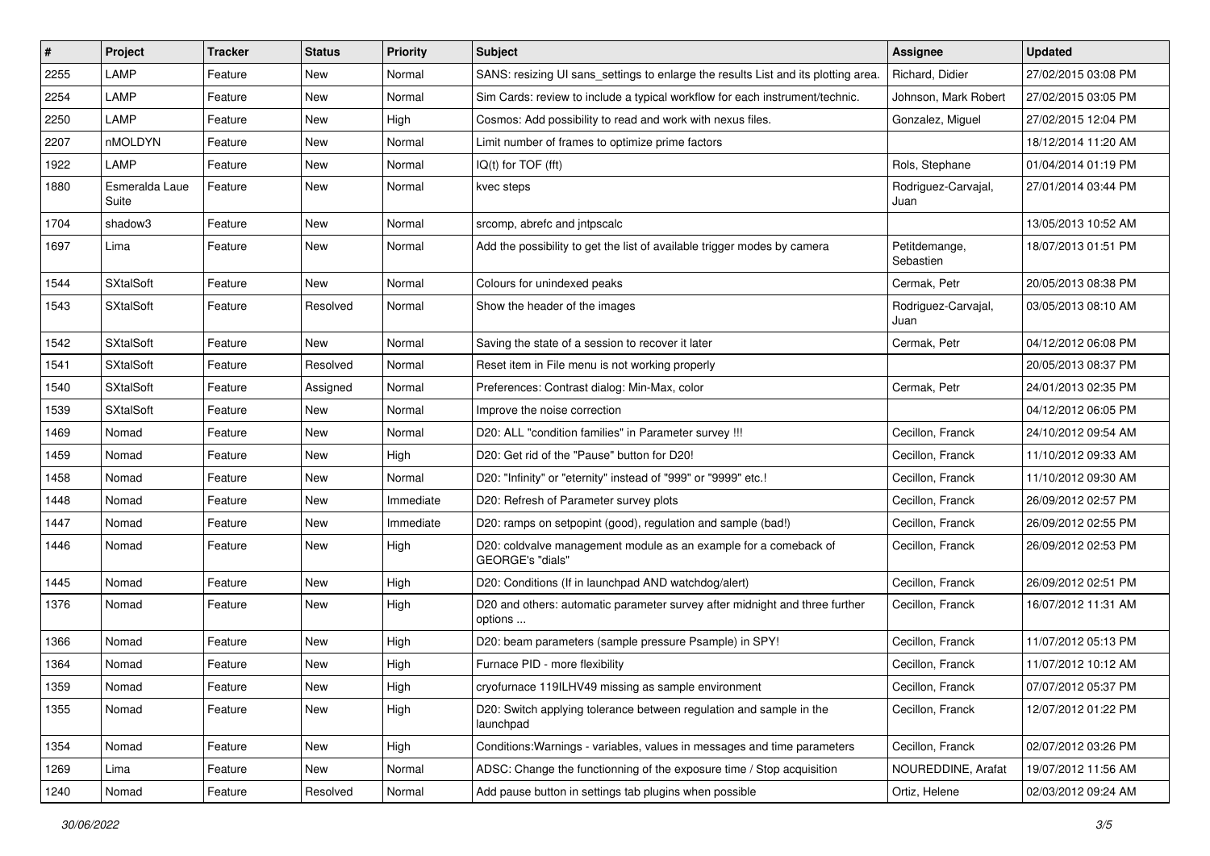| # | Project | Tracker | Status | Priority | Subject | Assignee | Updated |
|---|---|---|---|---|---|---|---|
| 2255 | LAMP | Feature | New | Normal | SANS: resizing UI sans_settings to enlarge the results List and its plotting area. | Richard, Didier | 27/02/2015 03:08 PM |
| 2254 | LAMP | Feature | New | Normal | Sim Cards: review to include a typical workflow for each instrument/technic. | Johnson, Mark Robert | 27/02/2015 03:05 PM |
| 2250 | LAMP | Feature | New | High | Cosmos: Add possibility to read and work with nexus files. | Gonzalez, Miguel | 27/02/2015 12:04 PM |
| 2207 | nMOLDYN | Feature | New | Normal | Limit number of frames to optimize prime factors | | 18/12/2014 11:20 AM |
| 1922 | LAMP | Feature | New | Normal | IQ(t) for TOF (fft) | Rols, Stephane | 01/04/2014 01:19 PM |
| 1880 | Esmeralda Laue Suite | Feature | New | Normal | kvec steps | Rodriguez-Carvajal, Juan | 27/01/2014 03:44 PM |
| 1704 | shadow3 | Feature | New | Normal | srcomp, abrefc and jntpscalc | | 13/05/2013 10:52 AM |
| 1697 | Lima | Feature | New | Normal | Add the possibility to get the list of available trigger modes by camera | Petitdemange, Sebastien | 18/07/2013 01:51 PM |
| 1544 | SXtalSoft | Feature | New | Normal | Colours for unindexed peaks | Cermak, Petr | 20/05/2013 08:38 PM |
| 1543 | SXtalSoft | Feature | Resolved | Normal | Show the header of the images | Rodriguez-Carvajal, Juan | 03/05/2013 08:10 AM |
| 1542 | SXtalSoft | Feature | New | Normal | Saving the state of a session to recover it later | Cermak, Petr | 04/12/2012 06:08 PM |
| 1541 | SXtalSoft | Feature | Resolved | Normal | Reset item in File menu is not working properly | | 20/05/2013 08:37 PM |
| 1540 | SXtalSoft | Feature | Assigned | Normal | Preferences: Contrast dialog: Min-Max, color | Cermak, Petr | 24/01/2013 02:35 PM |
| 1539 | SXtalSoft | Feature | New | Normal | Improve the noise correction | | 04/12/2012 06:05 PM |
| 1469 | Nomad | Feature | New | Normal | D20: ALL "condition families" in Parameter survey !!! | Cecillon, Franck | 24/10/2012 09:54 AM |
| 1459 | Nomad | Feature | New | High | D20: Get rid of the "Pause" button for D20! | Cecillon, Franck | 11/10/2012 09:33 AM |
| 1458 | Nomad | Feature | New | Normal | D20: "Infinity" or "eternity" instead of "999" or "9999" etc.! | Cecillon, Franck | 11/10/2012 09:30 AM |
| 1448 | Nomad | Feature | New | Immediate | D20: Refresh of Parameter survey plots | Cecillon, Franck | 26/09/2012 02:57 PM |
| 1447 | Nomad | Feature | New | Immediate | D20: ramps on setpopint (good), regulation and sample (bad!) | Cecillon, Franck | 26/09/2012 02:55 PM |
| 1446 | Nomad | Feature | New | High | D20: coldvalve management module as an example for a comeback of GEORGE's "dials" | Cecillon, Franck | 26/09/2012 02:53 PM |
| 1445 | Nomad | Feature | New | High | D20: Conditions (If in launchpad AND watchdog/alert) | Cecillon, Franck | 26/09/2012 02:51 PM |
| 1376 | Nomad | Feature | New | High | D20 and others: automatic parameter survey after midnight and three further options ... | Cecillon, Franck | 16/07/2012 11:31 AM |
| 1366 | Nomad | Feature | New | High | D20: beam parameters (sample pressure Psample) in SPY! | Cecillon, Franck | 11/07/2012 05:13 PM |
| 1364 | Nomad | Feature | New | High | Furnace PID - more flexibility | Cecillon, Franck | 11/07/2012 10:12 AM |
| 1359 | Nomad | Feature | New | High | cryofurnace 119ILHV49 missing as sample environment | Cecillon, Franck | 07/07/2012 05:37 PM |
| 1355 | Nomad | Feature | New | High | D20: Switch applying tolerance between regulation and sample in the launchpad | Cecillon, Franck | 12/07/2012 01:22 PM |
| 1354 | Nomad | Feature | New | High | Conditions:Warnings - variables, values in messages and time parameters | Cecillon, Franck | 02/07/2012 03:26 PM |
| 1269 | Lima | Feature | New | Normal | ADSC: Change the functionning of the exposure time / Stop acquisition | NOUREDDINE, Arafat | 19/07/2012 11:56 AM |
| 1240 | Nomad | Feature | Resolved | Normal | Add pause button in settings tab plugins when possible | Ortiz, Helene | 02/03/2012 09:24 AM |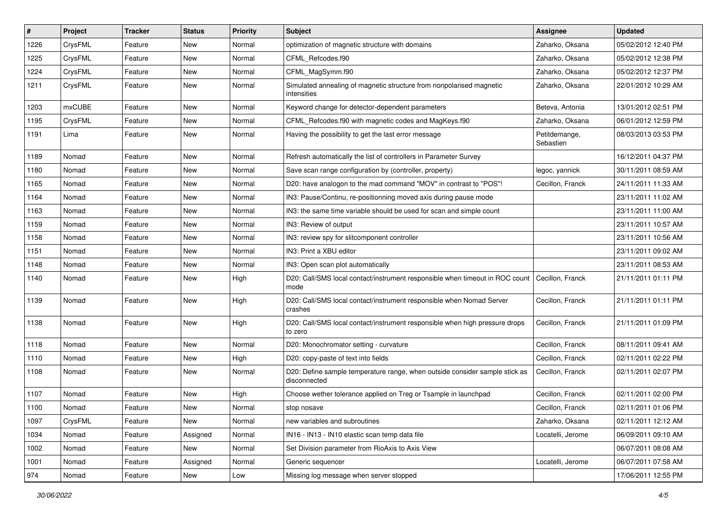| # | Project | Tracker | Status | Priority | Subject | Assignee | Updated |
|---|---|---|---|---|---|---|---|
| 1226 | CrysFML | Feature | New | Normal | optimization of magnetic structure with domains | Zaharko, Oksana | 05/02/2012 12:40 PM |
| 1225 | CrysFML | Feature | New | Normal | CFML_Refcodes.f90 | Zaharko, Oksana | 05/02/2012 12:38 PM |
| 1224 | CrysFML | Feature | New | Normal | CFML_MagSymm.f90 | Zaharko, Oksana | 05/02/2012 12:37 PM |
| 1211 | CrysFML | Feature | New | Normal | Simulated annealing of magnetic structure from nonpolarised magnetic intensities | Zaharko, Oksana | 22/01/2012 10:29 AM |
| 1203 | mxCUBE | Feature | New | Normal | Keyword change for detector-dependent parameters | Beteva, Antonia | 13/01/2012 02:51 PM |
| 1195 | CrysFML | Feature | New | Normal | CFML_Refcodes.f90 with magnetic codes and MagKeys.f90 | Zaharko, Oksana | 06/01/2012 12:59 PM |
| 1191 | Lima | Feature | New | Normal | Having the possibility to get the last error message | Petitdemange, Sebastien | 08/03/2013 03:53 PM |
| 1189 | Nomad | Feature | New | Normal | Refresh automatically the list of controllers in Parameter Survey | | 16/12/2011 04:37 PM |
| 1180 | Nomad | Feature | New | Normal | Save scan range configuration by (controller, property) | legoc, yannick | 30/11/2011 08:59 AM |
| 1165 | Nomad | Feature | New | Normal | D20: have analogon to the mad command "MOV" in contrast to "POS"! | Cecillon, Franck | 24/11/2011 11:33 AM |
| 1164 | Nomad | Feature | New | Normal | IN3: Pause/Continu, re-positionning moved axis during pause mode | | 23/11/2011 11:02 AM |
| 1163 | Nomad | Feature | New | Normal | IN3: the same time variable should be used for scan and simple count | | 23/11/2011 11:00 AM |
| 1159 | Nomad | Feature | New | Normal | IN3: Review of output | | 23/11/2011 10:57 AM |
| 1158 | Nomad | Feature | New | Normal | IN3: review spy for slitcomponent controller | | 23/11/2011 10:56 AM |
| 1151 | Nomad | Feature | New | Normal | IN3: Print a XBU editor | | 23/11/2011 09:02 AM |
| 1148 | Nomad | Feature | New | Normal | IN3: Open scan plot automatically | | 23/11/2011 08:53 AM |
| 1140 | Nomad | Feature | New | High | D20: Call/SMS local contact/instrument responsible when timeout in ROC count mode | Cecillon, Franck | 21/11/2011 01:11 PM |
| 1139 | Nomad | Feature | New | High | D20: Call/SMS local contact/instrument responsible when Nomad Server crashes | Cecillon, Franck | 21/11/2011 01:11 PM |
| 1138 | Nomad | Feature | New | High | D20: Call/SMS local contact/instrument responsible when high pressure drops to zero | Cecillon, Franck | 21/11/2011 01:09 PM |
| 1118 | Nomad | Feature | New | Normal | D20: Monochromator setting - curvature | Cecillon, Franck | 08/11/2011 09:41 AM |
| 1110 | Nomad | Feature | New | High | D20: copy-paste of text into fields | Cecillon, Franck | 02/11/2011 02:22 PM |
| 1108 | Nomad | Feature | New | Normal | D20: Define sample temperature range, when outside consider sample stick as disconnected | Cecillon, Franck | 02/11/2011 02:07 PM |
| 1107 | Nomad | Feature | New | High | Choose wether tolerance applied on Treg or Tsample in launchpad | Cecillon, Franck | 02/11/2011 02:00 PM |
| 1100 | Nomad | Feature | New | Normal | stop nosave | Cecillon, Franck | 02/11/2011 01:06 PM |
| 1097 | CrysFML | Feature | New | Normal | new variables and subroutines | Zaharko, Oksana | 02/11/2011 12:12 AM |
| 1034 | Nomad | Feature | Assigned | Normal | IN16 - IN13 - IN10 elastic scan temp data file | Locatelli, Jerome | 06/09/2011 09:10 AM |
| 1002 | Nomad | Feature | New | Normal | Set Division parameter from RioAxis to Axis View | | 06/07/2011 08:08 AM |
| 1001 | Nomad | Feature | Assigned | Normal | Generic sequencer | Locatelli, Jerome | 06/07/2011 07:58 AM |
| 974 | Nomad | Feature | New | Low | Missing log message when server stopped | | 17/06/2011 12:55 PM |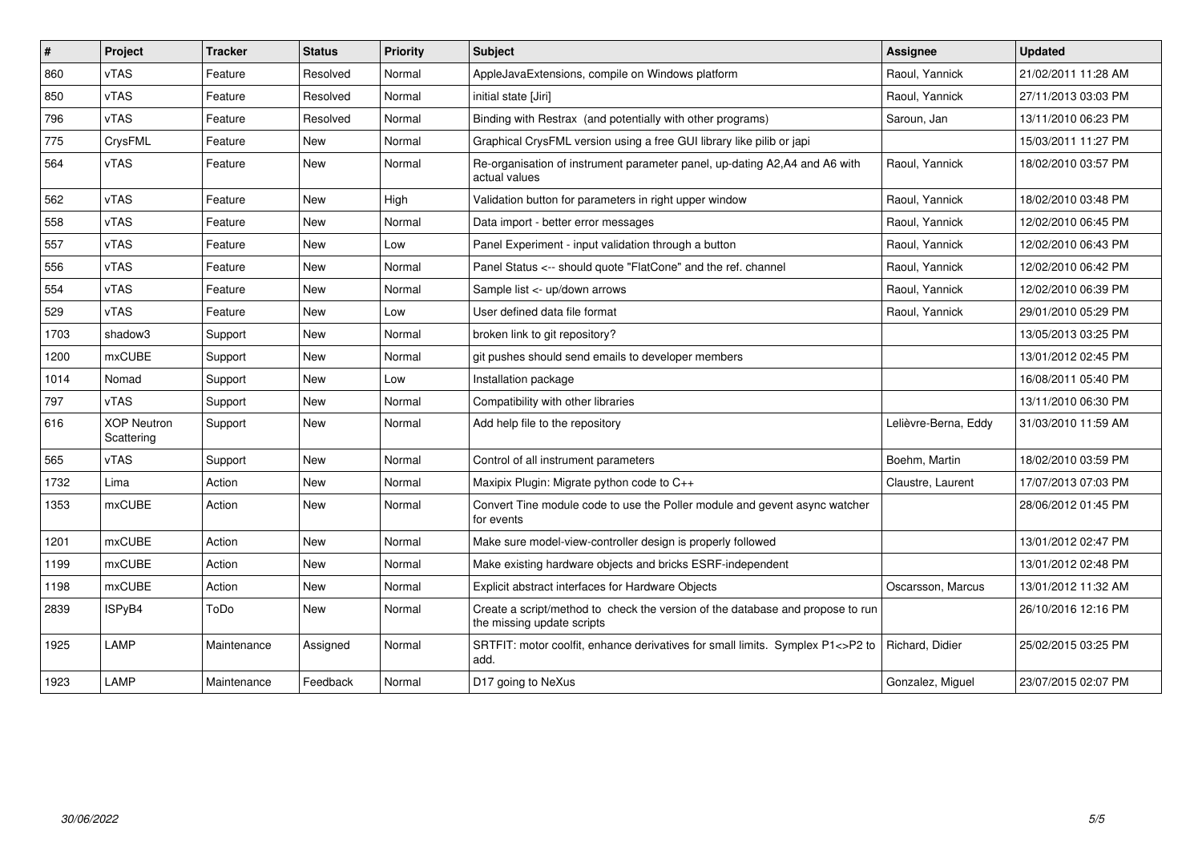| # | Project | Tracker | Status | Priority | Subject | Assignee | Updated |
|---|---|---|---|---|---|---|---|
| 860 | vTAS | Feature | Resolved | Normal | AppleJavaExtensions, compile on Windows platform | Raoul, Yannick | 21/02/2011 11:28 AM |
| 850 | vTAS | Feature | Resolved | Normal | initial state [Jiri] | Raoul, Yannick | 27/11/2013 03:03 PM |
| 796 | vTAS | Feature | Resolved | Normal | Binding with Restrax (and potentially with other programs) | Saroun, Jan | 13/11/2010 06:23 PM |
| 775 | CrysFML | Feature | New | Normal | Graphical CrysFML version using a free GUI library like pilib or japi | | 15/03/2011 11:27 PM |
| 564 | vTAS | Feature | New | Normal | Re-organisation of instrument parameter panel, up-dating A2,A4 and A6 with actual values | Raoul, Yannick | 18/02/2010 03:57 PM |
| 562 | vTAS | Feature | New | High | Validation button for parameters in right upper window | Raoul, Yannick | 18/02/2010 03:48 PM |
| 558 | vTAS | Feature | New | Normal | Data import - better error messages | Raoul, Yannick | 12/02/2010 06:45 PM |
| 557 | vTAS | Feature | New | Low | Panel Experiment - input validation through a button | Raoul, Yannick | 12/02/2010 06:43 PM |
| 556 | vTAS | Feature | New | Normal | Panel Status <-- should quote "FlatCone" and the ref. channel | Raoul, Yannick | 12/02/2010 06:42 PM |
| 554 | vTAS | Feature | New | Normal | Sample list <- up/down arrows | Raoul, Yannick | 12/02/2010 06:39 PM |
| 529 | vTAS | Feature | New | Low | User defined data file format | Raoul, Yannick | 29/01/2010 05:29 PM |
| 1703 | shadow3 | Support | New | Normal | broken link to git repository? | | 13/05/2013 03:25 PM |
| 1200 | mxCUBE | Support | New | Normal | git pushes should send emails to developer members | | 13/01/2012 02:45 PM |
| 1014 | Nomad | Support | New | Low | Installation package | | 16/08/2011 05:40 PM |
| 797 | vTAS | Support | New | Normal | Compatibility with other libraries | | 13/11/2010 06:30 PM |
| 616 | XOP Neutron Scattering | Support | New | Normal | Add help file to the repository | Lelièvre-Berna, Eddy | 31/03/2010 11:59 AM |
| 565 | vTAS | Support | New | Normal | Control of all instrument parameters | Boehm, Martin | 18/02/2010 03:59 PM |
| 1732 | Lima | Action | New | Normal | Maxipix Plugin: Migrate python code to C++ | Claustre, Laurent | 17/07/2013 07:03 PM |
| 1353 | mxCUBE | Action | New | Normal | Convert Tine module code to use the Poller module and gevent async watcher for events | | 28/06/2012 01:45 PM |
| 1201 | mxCUBE | Action | New | Normal | Make sure model-view-controller design is properly followed | | 13/01/2012 02:47 PM |
| 1199 | mxCUBE | Action | New | Normal | Make existing hardware objects and bricks ESRF-independent | | 13/01/2012 02:48 PM |
| 1198 | mxCUBE | Action | New | Normal | Explicit abstract interfaces for Hardware Objects | Oscarsson, Marcus | 13/01/2012 11:32 AM |
| 2839 | ISPyB4 | ToDo | New | Normal | Create a script/method to check the version of the database and propose to run the missing update scripts | | 26/10/2016 12:16 PM |
| 1925 | LAMP | Maintenance | Assigned | Normal | SRTFIT: motor coolfit, enhance derivatives for small limits. Symplex P1<>P2 to add. | Richard, Didier | 25/02/2015 03:25 PM |
| 1923 | LAMP | Maintenance | Feedback | Normal | D17 going to NeXus | Gonzalez, Miguel | 23/07/2015 02:07 PM |

*30/06/2022*